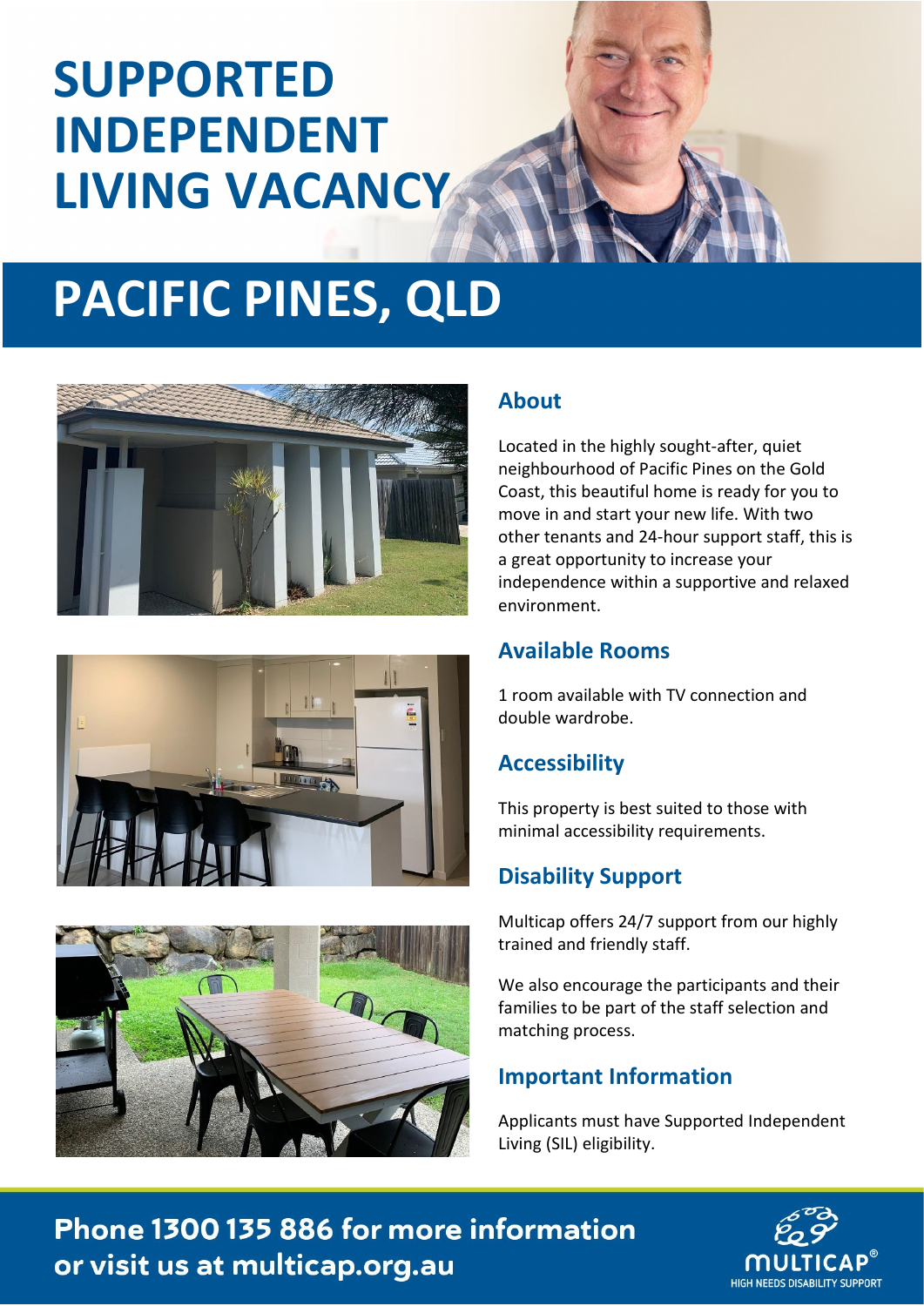# SUPPORTED INDEPENDENT LIVING VACANCY

# PACIFIC PINES, QLD

## About

Located in the highly sought-after, quiet neighbourhood of Pacific Pines on the Gold Coast, this beautiful home is ready for you to move in and start your new life. With two other tenants and 24-hour support staff, this is a great opportunity to increase your independence within a supportive and relaxed environment.

## Available Rooms

1 room available with TV connection and double wardrobe.

## Accessibility

This property is best suited to those with minimal accessibility requirements.

## Disability Support

Multicap offers 24/7 support from our highly trained and friendly staff.

We also encourage the participants and their families to be part of the staff selection and matching process.

## Important Information

Applicants must have Supported Independent Living (SIL) eligibility.

**Phone 1300 135 886 for more information or visit us at multicap.org.au**

MULTICAP® HIGH NEEDS DISABILITY SUPPORT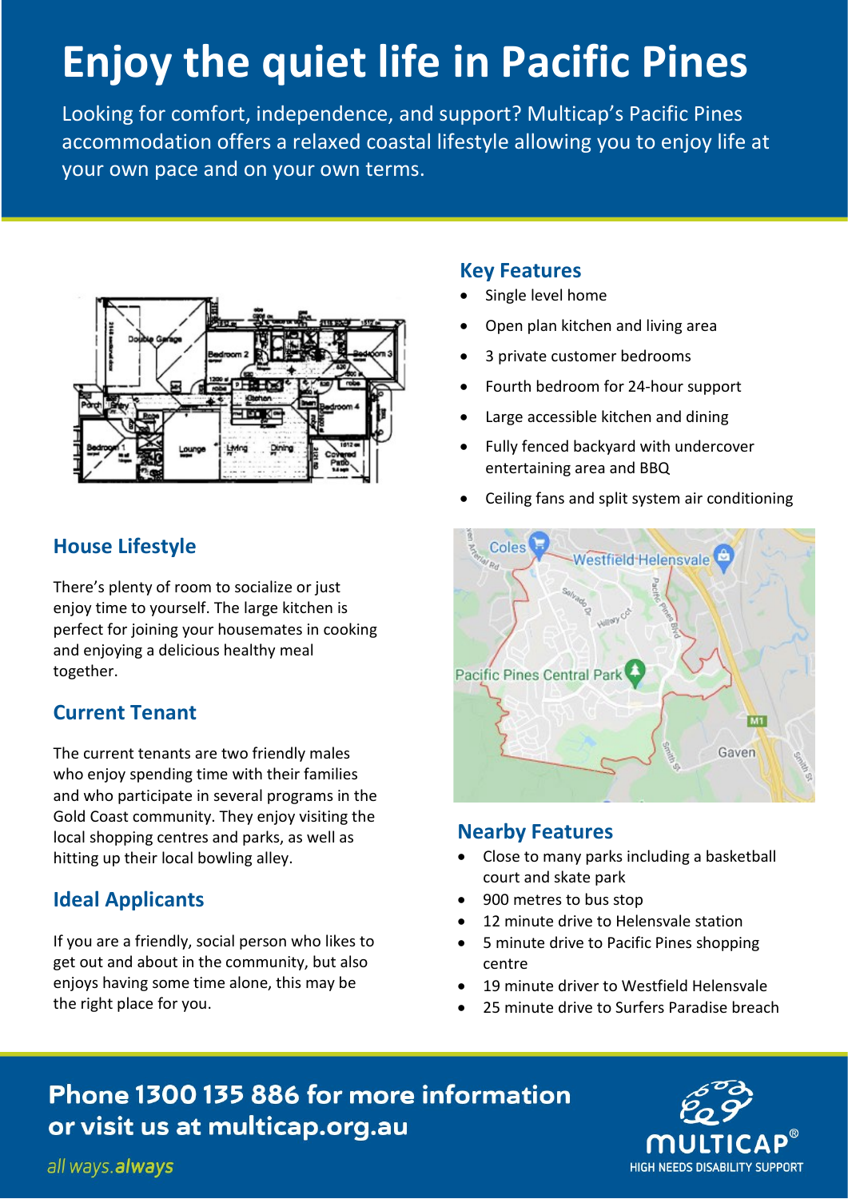# Enjoy the quiet life in Pacific Pines

Looking for comfort, independence, and support? Multicap's Pacific Pines accommodation offers a relaxed coastal lifestyle allowing you to enjoy life at your own pace and on your own terms.

## Key Features

- Single level home
- Open plan kitchen and living area
- 3 private customer bedrooms
- Fourth bedroom for 24-hour support
- Large accessible kitchen and dining
- Fully fenced backyard with undercover entertaining area and BBQ
- Ceiling fans and split system air conditioning

## House Lifestyle

There's plenty of room to socialize or just enjoy time to yourself. The large kitchen is perfect for joining your housemates in cooking and enjoying a delicious healthy meal together.

## Current Tenant

The current tenants are two friendly males who enjoy spending time with their families and who participate in several programs in the Gold Coast community. They enjoy visiting the local shopping centres and parks, as well as hitting up their local bowling alley.

## Ideal Applicants

If you are a friendly, social person who likes to get out and about in the community, but also enjoys having some time alone, this may be the right place for you.

## Nearby Features

- Close to many parks including a basketball court and skate park
- 900 metres to bus stop
- 12 minute drive to Helensvale station
- 5 minute drive to Pacific Pines shopping centre
- 19 minute driver to Westfield Helensvale
- 25 minute drive to Surfers Paradise breach

**Phone 1300 135 886 for more information or visit us at multicap.org.au**

*all ways.**always***

MULTICAP® HIGH NEEDS DISABILITY SUPPORT